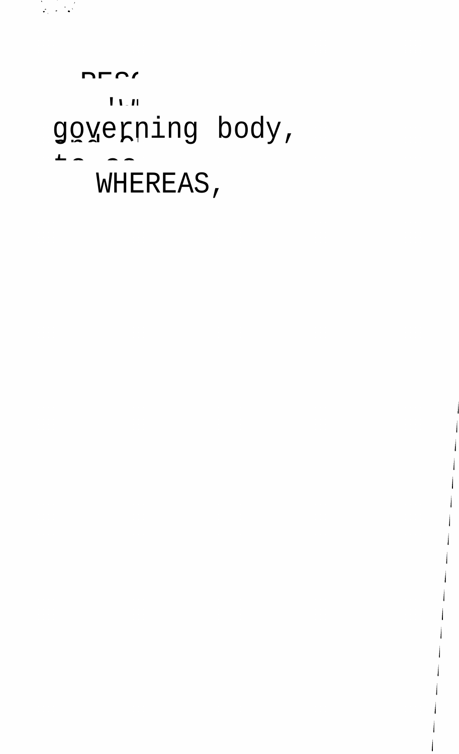governing body,

WHEREAS,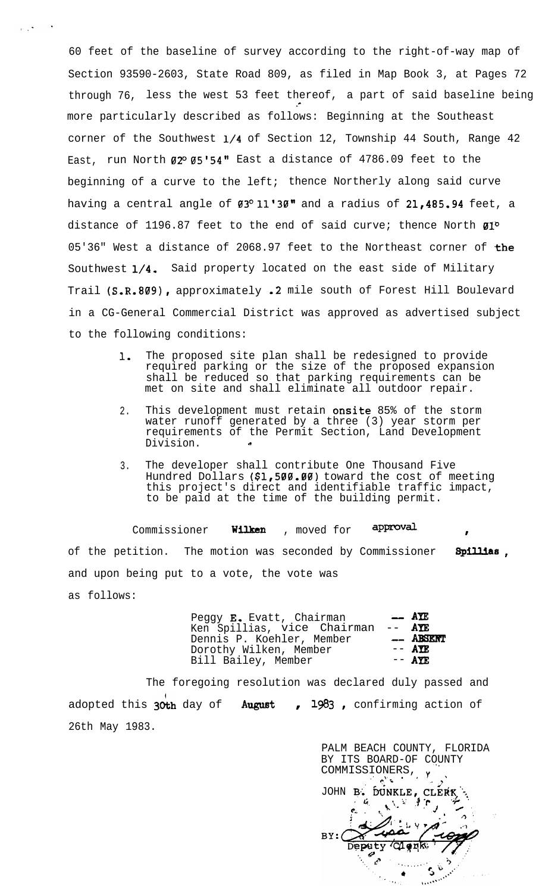60 feet of the baseline of survey according to the right-of-way map of Section 93590-2603, State Road 809, as filed in Map Book 3, at Pages 72 through 76, less the west 53 feet thereof, a part of said baseline being more particularly described as follows: Beginning at the Southeast corner of the Southwest 1/4 of Section 12, Township 44 South, Range 42 East, run North 02° 05'54" East a distance of 4786.09 feet to the beginning of a curve to the left; thence Northerly along said curve having a central angle of 03° 11'30" and a radius of 21,485.94 feet, a distance of 1196.87 feet to the end of said curve; thence North 01° 05'36" West a distance of 2068.97 feet to the Northeast corner of the Southwest 1/4. Said property located on the east side of Military Trail (S.R.809), approximately .2 mile south of Forest Hill Boulevard in a CG-General Commercial District was approved as advertised subject to the following conditions:

1. The proposed site plan shall be redesigned to provide required parking or the size of the proposed expansion shall be reduced so that parking requirements can be met on site and shall eliminate all outdoor repair.
2. This development must retain onsite 85% of the storm water runoff generated by a three (3) year storm per requirements of the Permit Section, Land Development Division.
3. The developer shall contribute One Thousand Five Hundred Dollars ($1,500.00) toward the cost of meeting this project's direct and identifiable traffic impact, to be paid at the time of the building permit.

Commissioner **Wilken**, moved for **approval**, of the petition. The motion was seconded by Commissioner **Spillias**, and upon being put to a vote, the vote was as follows:

| | |
|---|---|
| Peggy E. Evatt, Chairman | -- AYE |
| Ken Spillias, Vice Chairman | -- AYE |
| Dennis P. Koehler, Member | -- ABSENT |
| Dorothy Wilken, Member | -- AYE |
| Bill Bailey, Member | -- AYE |

The foregoing resolution was declared duly passed and adopted this 30th day of August, 1983, confirming action of 26th May 1983.

PALM BEACH COUNTY, FLORIDA
BY ITS BOARD OF COUNTY COMMISSIONERS,

JOHN B. DUNKLE, CLERK

BY: Deputy Clerk